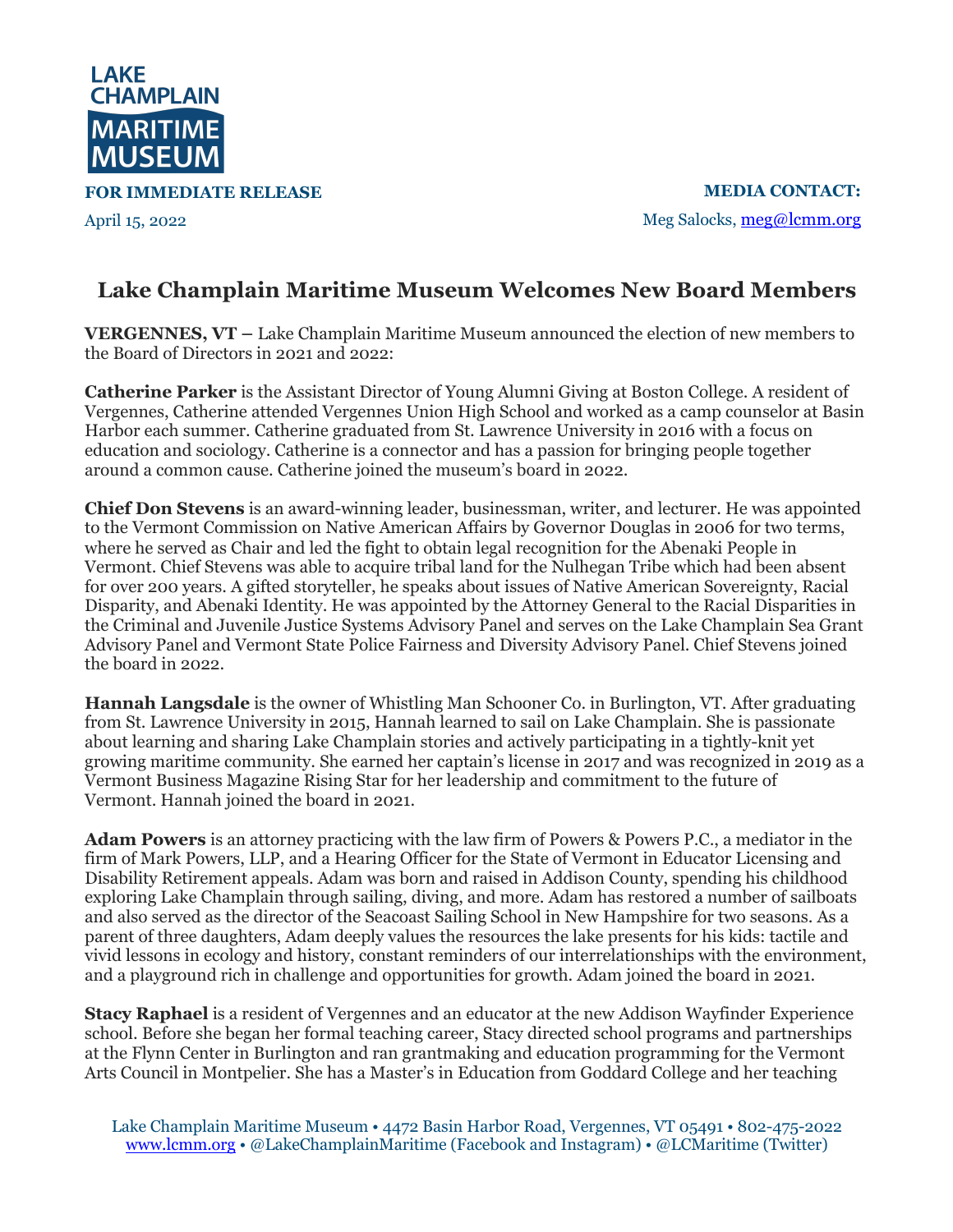LAKE CHAMPLAIN MARITIME MUSEUM

**FOR IMMEDIATE RELEASE**

April 15, 2022

**MEDIA CONTACT:**
Meg Salocks, meg@lcmm.org

# Lake Champlain Maritime Museum Welcomes New Board Members

**VERGENNES, VT –** Lake Champlain Maritime Museum announced the election of new members to the Board of Directors in 2021 and 2022:

**Catherine Parker** is the Assistant Director of Young Alumni Giving at Boston College. A resident of Vergennes, Catherine attended Vergennes Union High School and worked as a camp counselor at Basin Harbor each summer. Catherine graduated from St. Lawrence University in 2016 with a focus on education and sociology. Catherine is a connector and has a passion for bringing people together around a common cause. Catherine joined the museum's board in 2022.

**Chief Don Stevens** is an award-winning leader, businessman, writer, and lecturer. He was appointed to the Vermont Commission on Native American Affairs by Governor Douglas in 2006 for two terms, where he served as Chair and led the fight to obtain legal recognition for the Abenaki People in Vermont. Chief Stevens was able to acquire tribal land for the Nulhegan Tribe which had been absent for over 200 years. A gifted storyteller, he speaks about issues of Native American Sovereignty, Racial Disparity, and Abenaki Identity. He was appointed by the Attorney General to the Racial Disparities in the Criminal and Juvenile Justice Systems Advisory Panel and serves on the Lake Champlain Sea Grant Advisory Panel and Vermont State Police Fairness and Diversity Advisory Panel. Chief Stevens joined the board in 2022.

**Hannah Langsdale** is the owner of Whistling Man Schooner Co. in Burlington, VT. After graduating from St. Lawrence University in 2015, Hannah learned to sail on Lake Champlain. She is passionate about learning and sharing Lake Champlain stories and actively participating in a tightly-knit yet growing maritime community. She earned her captain's license in 2017 and was recognized in 2019 as a Vermont Business Magazine Rising Star for her leadership and commitment to the future of Vermont. Hannah joined the board in 2021.

**Adam Powers** is an attorney practicing with the law firm of Powers & Powers P.C., a mediator in the firm of Mark Powers, LLP, and a Hearing Officer for the State of Vermont in Educator Licensing and Disability Retirement appeals. Adam was born and raised in Addison County, spending his childhood exploring Lake Champlain through sailing, diving, and more. Adam has restored a number of sailboats and also served as the director of the Seacoast Sailing School in New Hampshire for two seasons. As a parent of three daughters, Adam deeply values the resources the lake presents for his kids: tactile and vivid lessons in ecology and history, constant reminders of our interrelationships with the environment, and a playground rich in challenge and opportunities for growth. Adam joined the board in 2021.

**Stacy Raphael** is a resident of Vergennes and an educator at the new Addison Wayfinder Experience school. Before she began her formal teaching career, Stacy directed school programs and partnerships at the Flynn Center in Burlington and ran grantmaking and education programming for the Vermont Arts Council in Montpelier. She has a Master's in Education from Goddard College and her teaching

Lake Champlain Maritime Museum • 4472 Basin Harbor Road, Vergennes, VT 05491 • 802-475-2022
www.lcmm.org • @LakeChamplainMaritime (Facebook and Instagram) • @LCMaritime (Twitter)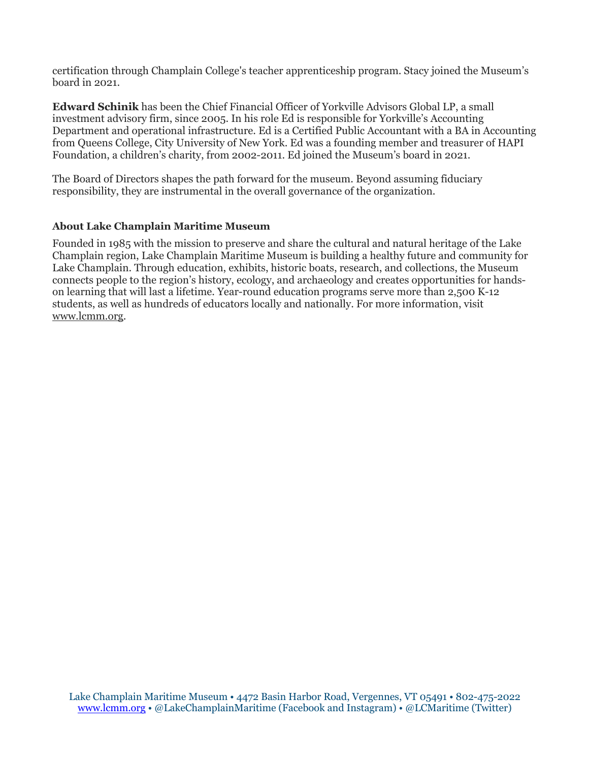certification through Champlain College's teacher apprenticeship program. Stacy joined the Museum's board in 2021.

**Edward Schinik** has been the Chief Financial Officer of Yorkville Advisors Global LP, a small investment advisory firm, since 2005. In his role Ed is responsible for Yorkville's Accounting Department and operational infrastructure. Ed is a Certified Public Accountant with a BA in Accounting from Queens College, City University of New York. Ed was a founding member and treasurer of HAPI Foundation, a children's charity, from 2002-2011. Ed joined the Museum's board in 2021.

The Board of Directors shapes the path forward for the museum. Beyond assuming fiduciary responsibility, they are instrumental in the overall governance of the organization.

**About Lake Champlain Maritime Museum**

Founded in 1985 with the mission to preserve and share the cultural and natural heritage of the Lake Champlain region, Lake Champlain Maritime Museum is building a healthy future and community for Lake Champlain. Through education, exhibits, historic boats, research, and collections, the Museum connects people to the region's history, ecology, and archaeology and creates opportunities for hands-on learning that will last a lifetime. Year-round education programs serve more than 2,500 K-12 students, as well as hundreds of educators locally and nationally. For more information, visit www.lcmm.org.

Lake Champlain Maritime Museum • 4472 Basin Harbor Road, Vergennes, VT 05491 • 802-475-2022
www.lcmm.org • @LakeChamplainMaritime (Facebook and Instagram) • @LCMaritime (Twitter)